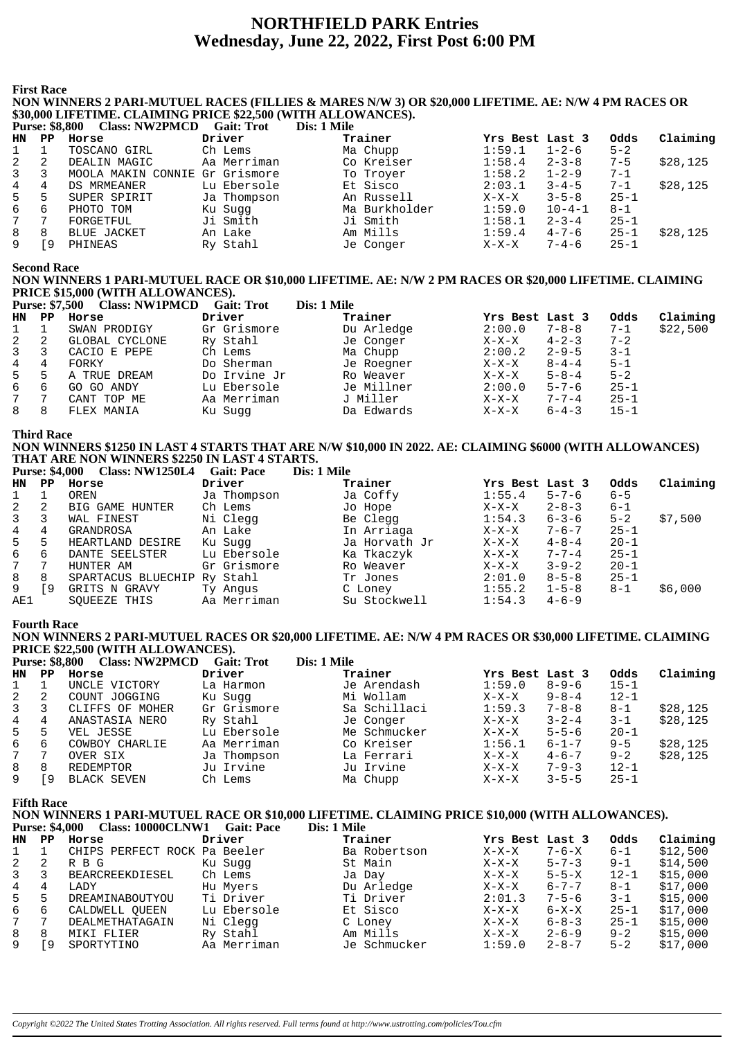# NORTHFIELD PARK Entries
## Wednesday, June 22, 2022, First Post 6:00 PM

### First Race

**NON WINNERS 2 PARI-MUTUEL RACES (FILLIES & MARES N/W 3) OR $20,000 LIFETIME. AE: N/W 4 PM RACES OR $30,000 LIFETIME. CLAIMING PRICE $22,500 (WITH ALLOWANCES).**

**Purse: $8,800 Class: NW2PMCD Gait: Trot Dis: 1 Mile**

| HN | PP | Horse | Driver | Trainer | Yrs Best | Last 3 | Odds | Claiming |
|---|---|---|---|---|---|---|---|---|
| 1 | 1 | TOSCANO GIRL | Ch Lems | Ma Chupp | 1:59.1 | 1-2-6 | 5-2 | |
| 2 | 2 | DEALIN MAGIC | Aa Merriman | Co Kreiser | 1:58.4 | 2-3-8 | 7-5 | $28,125 |
| 3 | 3 | MOOLA MAKIN CONNIE | Gr Grismore | To Troyer | 1:58.2 | 1-2-9 | 7-1 | |
| 4 | 4 | DS MRMEANER | Lu Ebersole | Et Sisco | 2:03.1 | 3-4-5 | 7-1 | $28,125 |
| 5 | 5 | SUPER SPIRIT | Ja Thompson | An Russell | X-X-X | 3-5-8 | 25-1 | |
| 6 | 6 | PHOTO TOM | Ku Sugg | Ma Burkholder | 1:59.0 | 10-4-1 | 8-1 | |
| 7 | 7 | FORGETFUL | Ji Smith | Ji Smith | 1:58.1 | 2-3-4 | 25-1 | |
| 8 | 8 | BLUE JACKET | An Lake | Am Mills | 1:59.4 | 4-7-6 | 25-1 | $28,125 |
| 9 | [9 | PHINEAS | Ry Stahl | Je Conger | X-X-X | 7-4-6 | 25-1 | |

### Second Race

**NON WINNERS 1 PARI-MUTUEL RACE OR $10,000 LIFETIME. AE: N/W 2 PM RACES OR $20,000 LIFETIME. CLAIMING PRICE $15,000 (WITH ALLOWANCES).**

**Purse: $7,500 Class: NW1PMCD Gait: Trot Dis: 1 Mile**

| HN | PP | Horse | Driver | Trainer | Yrs Best | Last 3 | Odds | Claiming |
|---|---|---|---|---|---|---|---|---|
| 1 | 1 | SWAN PRODIGY | Gr Grismore | Du Arledge | 2:00.0 | 7-8-8 | 7-1 | $22,500 |
| 2 | 2 | GLOBAL CYCLONE | Ry Stahl | Je Conger | X-X-X | 4-2-3 | 7-2 | |
| 3 | 3 | CACIO E PEPE | Ch Lems | Ma Chupp | 2:00.2 | 2-9-5 | 3-1 | |
| 4 | 4 | FORKY | Do Sherman | Je Roegner | X-X-X | 8-4-4 | 5-1 | |
| 5 | 5 | A TRUE DREAM | Do Irvine Jr | Ro Weaver | X-X-X | 5-8-4 | 5-2 | |
| 6 | 6 | GO GO ANDY | Lu Ebersole | Je Millner | 2:00.0 | 5-7-6 | 25-1 | |
| 7 | 7 | CANT TOP ME | Aa Merriman | J Miller | X-X-X | 7-7-4 | 25-1 | |
| 8 | 8 | FLEX MANIA | Ku Sugg | Da Edwards | X-X-X | 6-4-3 | 15-1 | |

### Third Race

**NON WINNERS $1250 IN LAST 4 STARTS THAT ARE N/W $10,000 IN 2022. AE: CLAIMING $6000 (WITH ALLOWANCES) THAT ARE NON WINNERS $2250 IN LAST 4 STARTS.**

**Purse: $4,000 Class: NW1250L4 Gait: Pace Dis: 1 Mile**

| HN | PP | Horse | Driver | Trainer | Yrs Best | Last 3 | Odds | Claiming |
|---|---|---|---|---|---|---|---|---|
| 1 | 1 | OREN | Ja Thompson | Ja Coffy | 1:55.4 | 5-7-6 | 6-5 | |
| 2 | 2 | BIG GAME HUNTER | Ch Lems | Jo Hope | X-X-X | 2-8-3 | 6-1 | |
| 3 | 3 | WAL FINEST | Ni Clegg | Be Clegg | 1:54.3 | 6-3-6 | 5-2 | $7,500 |
| 4 | 4 | GRANDROSA | An Lake | In Arriaga | X-X-X | 7-6-7 | 25-1 | |
| 5 | 5 | HEARTLAND DESIRE | Ku Sugg | Ja Horvath Jr | X-X-X | 4-8-4 | 20-1 | |
| 6 | 6 | DANTE SEELSTER | Lu Ebersole | Ka Tkaczyk | X-X-X | 7-7-4 | 25-1 | |
| 7 | 7 | HUNTER AM | Gr Grismore | Ro Weaver | X-X-X | 3-9-2 | 20-1 | |
| 8 | 8 | SPARTACUS BLUECHIP | Ry Stahl | Tr Jones | 2:01.0 | 8-5-8 | 25-1 | |
| 9 | [9 | GRITS N GRAVY | Ty Angus | C Loney | 1:55.2 | 1-5-8 | 8-1 | $6,000 |
| AE1 | | SQUEEZE THIS | Aa Merriman | Su Stockwell | 1:54.3 | 4-6-9 | | |

### Fourth Race

**NON WINNERS 2 PARI-MUTUEL RACES OR $20,000 LIFETIME. AE: N/W 4 PM RACES OR $30,000 LIFETIME. CLAIMING PRICE $22,500 (WITH ALLOWANCES).**

**Purse: $8,800 Class: NW2PMCD Gait: Trot Dis: 1 Mile**

| HN | PP | Horse | Driver | Trainer | Yrs Best | Last 3 | Odds | Claiming |
|---|---|---|---|---|---|---|---|---|
| 1 | 1 | UNCLE VICTORY | La Harmon | Je Arendash | 1:59.0 | 8-9-6 | 15-1 | |
| 2 | 2 | COUNT JOGGING | Ku Sugg | Mi Wollam | X-X-X | 9-8-4 | 12-1 | |
| 3 | 3 | CLIFFS OF MOHER | Gr Grismore | Sa Schillaci | 1:59.3 | 7-8-8 | 8-1 | $28,125 |
| 4 | 4 | ANASTASIA NERO | Ry Stahl | Je Conger | X-X-X | 3-2-4 | 3-1 | $28,125 |
| 5 | 5 | VEL JESSE | Lu Ebersole | Me Schmucker | X-X-X | 5-5-6 | 20-1 | |
| 6 | 6 | COWBOY CHARLIE | Aa Merriman | Co Kreiser | 1:56.1 | 6-1-7 | 9-5 | $28,125 |
| 7 | 7 | OVER SIX | Ja Thompson | La Ferrari | X-X-X | 4-6-7 | 9-2 | $28,125 |
| 8 | 8 | REDEMPTOR | Ju Irvine | Ju Irvine | X-X-X | 7-9-3 | 12-1 | |
| 9 | [9 | BLACK SEVEN | Ch Lems | Ma Chupp | X-X-X | 3-5-5 | 25-1 | |

### Fifth Race

**NON WINNERS 1 PARI-MUTUEL RACE OR $10,000 LIFETIME. CLAIMING PRICE $10,000 (WITH ALLOWANCES).**

**Purse: $4,000 Class: 10000CLNW1 Gait: Pace Dis: 1 Mile**

| HN | PP | Horse | Driver | Trainer | Yrs Best | Last 3 | Odds | Claiming |
|---|---|---|---|---|---|---|---|---|
| 1 | 1 | CHIPS PERFECT ROCK | Pa Beeler | Ba Robertson | X-X-X | 7-6-X | 6-1 | $12,500 |
| 2 | 2 | R B G | Ku Sugg | St Main | X-X-X | 5-7-3 | 9-1 | $14,500 |
| 3 | 3 | BEARCREEKDIESEL | Ch Lems | Ja Day | X-X-X | 5-5-X | 12-1 | $15,000 |
| 4 | 4 | LADY | Hu Myers | Du Arledge | X-X-X | 6-7-7 | 8-1 | $17,000 |
| 5 | 5 | DREAMINABOUTYOU | Ti Driver | Ti Driver | 2:01.3 | 7-5-6 | 3-1 | $15,000 |
| 6 | 6 | CALDWELL QUEEN | Lu Ebersole | Et Sisco | X-X-X | 6-X-X | 25-1 | $17,000 |
| 7 | 7 | DEALMETHATAGAIN | Ni Clegg | C Loney | X-X-X | 6-8-3 | 25-1 | $15,000 |
| 8 | 8 | MIKI FLIER | Ry Stahl | Am Mills | X-X-X | 2-6-9 | 9-2 | $15,000 |
| 9 | [9 | SPORTYTINO | Aa Merriman | Je Schmucker | 1:59.0 | 2-8-7 | 5-2 | $17,000 |

*Copyright ©2022 The United States Trotting Association. All rights reserved. Full terms found at http://www.ustrotting.com/policies/Tou.cfm*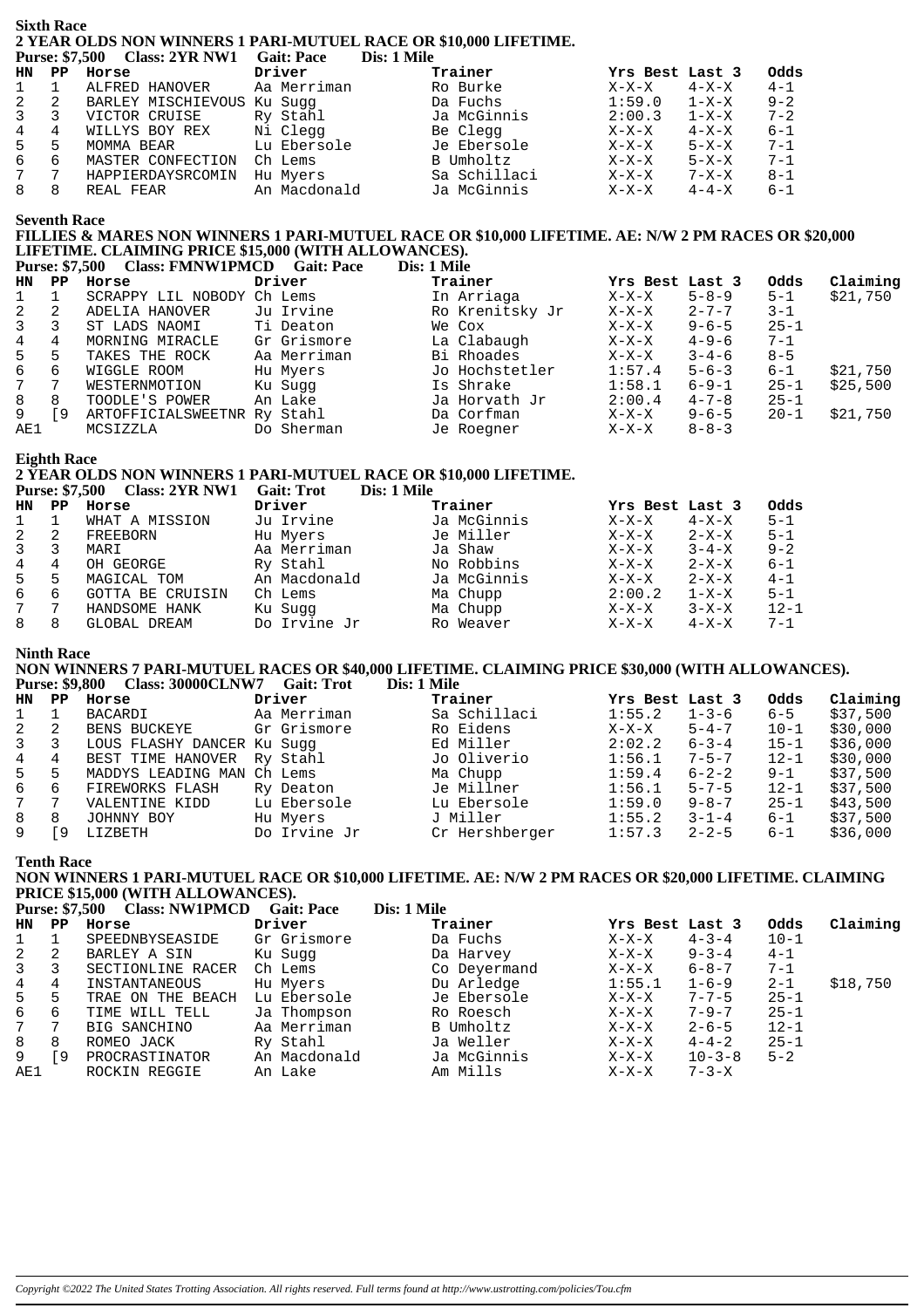## Sixth Race

**2 YEAR OLDS NON WINNERS 1 PARI-MUTUEL RACE OR $10,000 LIFETIME.**

**Purse: $7,500 Class: 2YR NW1 Gait: Pace Dis: 1 Mile**

| HN | PP | Horse | Driver | Trainer | Yrs Best | Last 3 | Odds |
|---|---|---|---|---|---|---|---|
| 1 | 1 | ALFRED HANOVER | Aa Merriman | Ro Burke | X-X-X | 4-X-X | 4-1 |
| 2 | 2 | BARLEY MISCHIEVOUS | Ku Sugg | Da Fuchs | 1:59.0 | 1-X-X | 9-2 |
| 3 | 3 | VICTOR CRUISE | Ry Stahl | Ja McGinnis | 2:00.3 | 1-X-X | 7-2 |
| 4 | 4 | WILLYS BOY REX | Ni Clegg | Be Clegg | X-X-X | 4-X-X | 6-1 |
| 5 | 5 | MOMMA BEAR | Lu Ebersole | Je Ebersole | X-X-X | 5-X-X | 7-1 |
| 6 | 6 | MASTER CONFECTION | Ch Lems | B Umholtz | X-X-X | 5-X-X | 7-1 |
| 7 | 7 | HAPPIERDAYSRCOMIN | Hu Myers | Sa Schillaci | X-X-X | 7-X-X | 8-1 |
| 8 | 8 | REAL FEAR | An Macdonald | Ja McGinnis | X-X-X | 4-4-X | 6-1 |

## Seventh Race

**FILLIES & MARES NON WINNERS 1 PARI-MUTUEL RACE OR $10,000 LIFETIME. AE: N/W 2 PM RACES OR $20,000 LIFETIME. CLAIMING PRICE $15,000 (WITH ALLOWANCES).**

**Purse: $7,500 Class: FMNW1PMCD Gait: Pace Dis: 1 Mile**

| HN | PP | Horse | Driver | Trainer | Yrs Best | Last 3 | Odds | Claiming |
|---|---|---|---|---|---|---|---|---|
| 1 | 1 | SCRAPPY LIL NOBODY | Ch Lems | In Arriaga | X-X-X | 5-8-9 | 5-1 | $21,750 |
| 2 | 2 | ADELIA HANOVER | Ju Irvine | Ro Krenitsky Jr | X-X-X | 2-7-7 | 3-1 | |
| 3 | 3 | ST LADS NAOMI | Ti Deaton | We Cox | X-X-X | 9-6-5 | 25-1 | |
| 4 | 4 | MORNING MIRACLE | Gr Grismore | La Clabaugh | X-X-X | 4-9-6 | 7-1 | |
| 5 | 5 | TAKES THE ROCK | Aa Merriman | Bi Rhoades | X-X-X | 3-4-6 | 8-5 | |
| 6 | 6 | WIGGLE ROOM | Hu Myers | Jo Hochstetler | 1:57.4 | 5-6-3 | 6-1 | $21,750 |
| 7 | 7 | WESTERNMOTION | Ku Sugg | Is Shrake | 1:58.1 | 6-9-1 | 25-1 | $25,500 |
| 8 | 8 | TOODLE'S POWER | An Lake | Ja Horvath Jr | 2:00.4 | 4-7-8 | 25-1 | |
| 9 | [9 | ARTOFFICIALSWEETNR | Ry Stahl | Da Corfman | X-X-X | 9-6-5 | 20-1 | $21,750 |
| AE1 | | MCSIZZLA | Do Sherman | Je Roegner | X-X-X | 8-8-3 | | |

## Eighth Race

**2 YEAR OLDS NON WINNERS 1 PARI-MUTUEL RACE OR $10,000 LIFETIME.**

**Purse: $7,500 Class: 2YR NW1 Gait: Trot Dis: 1 Mile**

| HN | PP | Horse | Driver | Trainer | Yrs Best | Last 3 | Odds |
|---|---|---|---|---|---|---|---|
| 1 | 1 | WHAT A MISSION | Ju Irvine | Ja McGinnis | X-X-X | 4-X-X | 5-1 |
| 2 | 2 | FREEBORN | Hu Myers | Je Miller | X-X-X | 2-X-X | 5-1 |
| 3 | 3 | MARI | Aa Merriman | Ja Shaw | X-X-X | 3-4-X | 9-2 |
| 4 | 4 | OH GEORGE | Ry Stahl | No Robbins | X-X-X | 2-X-X | 6-1 |
| 5 | 5 | MAGICAL TOM | An Macdonald | Ja McGinnis | X-X-X | 2-X-X | 4-1 |
| 6 | 6 | GOTTA BE CRUISIN | Ch Lems | Ma Chupp | 2:00.2 | 1-X-X | 5-1 |
| 7 | 7 | HANDSOME HANK | Ku Sugg | Ma Chupp | X-X-X | 3-X-X | 12-1 |
| 8 | 8 | GLOBAL DREAM | Do Irvine Jr | Ro Weaver | X-X-X | 4-X-X | 7-1 |

## Ninth Race

**NON WINNERS 7 PARI-MUTUEL RACES OR $40,000 LIFETIME. CLAIMING PRICE $30,000 (WITH ALLOWANCES).**

**Purse: $9,800 Class: 30000CLNW7 Gait: Trot Dis: 1 Mile**

| HN | PP | Horse | Driver | Trainer | Yrs Best | Last 3 | Odds | Claiming |
|---|---|---|---|---|---|---|---|---|
| 1 | 1 | BACARDI | Aa Merriman | Sa Schillaci | 1:55.2 | 1-3-6 | 6-5 | $37,500 |
| 2 | 2 | BENS BUCKEYE | Gr Grismore | Ro Eidens | X-X-X | 5-4-7 | 10-1 | $30,000 |
| 3 | 3 | LOUS FLASHY DANCER | Ku Sugg | Ed Miller | 2:02.2 | 6-3-4 | 15-1 | $36,000 |
| 4 | 4 | BEST TIME HANOVER | Ry Stahl | Jo Oliverio | 1:56.1 | 7-5-7 | 12-1 | $30,000 |
| 5 | 5 | MADDYS LEADING MAN | Ch Lems | Ma Chupp | 1:59.4 | 6-2-2 | 9-1 | $37,500 |
| 6 | 6 | FIREWORKS FLASH | Ry Deaton | Je Millner | 1:56.1 | 5-7-5 | 12-1 | $37,500 |
| 7 | 7 | VALENTINE KIDD | Lu Ebersole | Lu Ebersole | 1:59.0 | 9-8-7 | 25-1 | $43,500 |
| 8 | 8 | JOHNNY BOY | Hu Myers | J Miller | 1:55.2 | 3-1-4 | 6-1 | $37,500 |
| 9 | [9 | LIZBETH | Do Irvine Jr | Cr Hershberger | 1:57.3 | 2-2-5 | 6-1 | $36,000 |

## Tenth Race

**NON WINNERS 1 PARI-MUTUEL RACE OR $10,000 LIFETIME. AE: N/W 2 PM RACES OR $20,000 LIFETIME. CLAIMING PRICE $15,000 (WITH ALLOWANCES).**

**Purse: $7,500 Class: NW1PMCD Gait: Pace Dis: 1 Mile**

| HN | PP | Horse | Driver | Trainer | Yrs Best | Last 3 | Odds | Claiming |
|---|---|---|---|---|---|---|---|---|
| 1 | 1 | SPEEDNBYSEASIDE | Gr Grismore | Da Fuchs | X-X-X | 4-3-4 | 10-1 | |
| 2 | 2 | BARLEY A SIN | Ku Sugg | Da Harvey | X-X-X | 9-3-4 | 4-1 | |
| 3 | 3 | SECTIONLINE RACER | Ch Lems | Co Deyermand | X-X-X | 6-8-7 | 7-1 | |
| 4 | 4 | INSTANTANEOUS | Hu Myers | Du Arledge | 1:55.1 | 1-6-9 | 2-1 | $18,750 |
| 5 | 5 | TRAE ON THE BEACH | Lu Ebersole | Je Ebersole | X-X-X | 7-7-5 | 25-1 | |
| 6 | 6 | TIME WILL TELL | Ja Thompson | Ro Roesch | X-X-X | 7-9-7 | 25-1 | |
| 7 | 7 | BIG SANCHINO | Aa Merriman | B Umholtz | X-X-X | 2-6-5 | 12-1 | |
| 8 | 8 | ROMEO JACK | Ry Stahl | Ja Weller | X-X-X | 4-4-2 | 25-1 | |
| 9 | [9 | PROCRASTINATOR | An Macdonald | Ja McGinnis | X-X-X | 10-3-8 | 5-2 | |
| AE1 | | ROCKIN REGGIE | An Lake | Am Mills | X-X-X | 7-3-X | | |

*Copyright ©2022 The United States Trotting Association. All rights reserved. Full terms found at http://www.ustrotting.com/policies/Tou.cfm*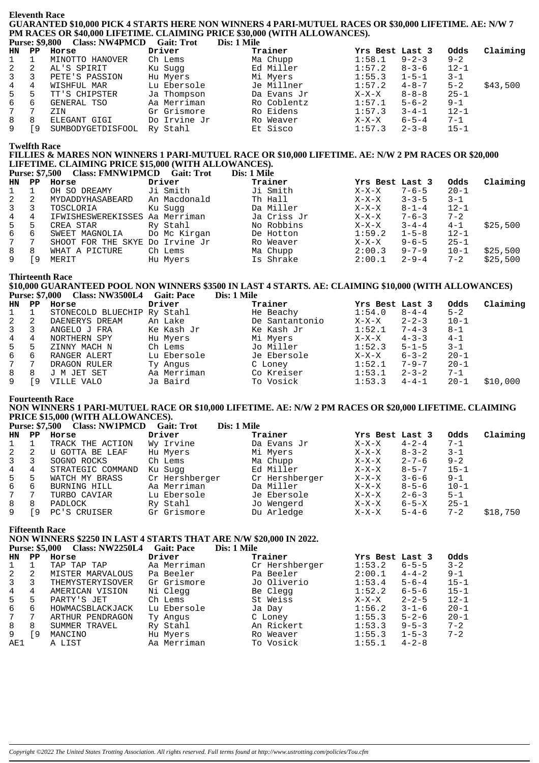## Eleventh Race

**GUARANTEED $10,000 PICK 4 STARTS HERE NON WINNERS 4 PARI-MUTUEL RACES OR $30,000 LIFETIME. AE: N/W 7 PM RACES OR $40,000 LIFETIME. CLAIMING PRICE $30,000 (WITH ALLOWANCES).**

**Purse: $9,800 Class: NW4PMCD Gait: Trot Dis: 1 Mile**

| HN | PP | Horse | Driver | Trainer | Yrs Best | Last 3 | Odds | Claiming |
|---|---|---|---|---|---|---|---|---|
| 1 | 1 | MINOTTO HANOVER | Ch Lems | Ma Chupp | 1:58.1 | 9-2-3 | 9-2 | |
| 2 | 2 | AL'S SPIRIT | Ku Sugg | Ed Miller | 1:57.2 | 8-3-6 | 12-1 | |
| 3 | 3 | PETE'S PASSION | Hu Myers | Mi Myers | 1:55.3 | 1-5-1 | 3-1 | |
| 4 | 4 | WISHFUL MAR | Lu Ebersole | Je Millner | 1:57.2 | 4-8-7 | 5-2 | $43,500 |
| 5 | 5 | TT'S CHIPSTER | Ja Thompson | Da Evans Jr | X-X-X | 8-8-8 | 25-1 | |
| 6 | 6 | GENERAL TSO | Aa Merriman | Ro Coblentz | 1:57.1 | 5-6-2 | 9-1 | |
| 7 | 7 | ZIN | Gr Grismore | Ro Eidens | 1:57.3 | 3-4-1 | 12-1 | |
| 8 | 8 | ELEGANT GIGI | Do Irvine Jr | Ro Weaver | X-X-X | 6-5-4 | 7-1 | |
| 9 | [9 | SUMBODYGETDISFOOL | Ry Stahl | Et Sisco | 1:57.3 | 2-3-8 | 15-1 | |

## Twelfth Race

**FILLIES & MARES NON WINNERS 1 PARI-MUTUEL RACE OR $10,000 LIFETIME. AE: N/W 2 PM RACES OR $20,000 LIFETIME. CLAIMING PRICE $15,000 (WITH ALLOWANCES).**

**Purse: $7,500 Class: FMNW1PMCD Gait: Trot Dis: 1 Mile**

| HN | PP | Horse | Driver | Trainer | Yrs Best | Last 3 | Odds | Claiming |
|---|---|---|---|---|---|---|---|---|
| 1 | 1 | OH SO DREAMY | Ji Smith | Ji Smith | X-X-X | 7-6-5 | 20-1 | |
| 2 | 2 | MYDADDYHASABEARD | An Macdonald | Th Hall | X-X-X | 3-3-5 | 3-1 | |
| 3 | 3 | TOSCLORIA | Ku Sugg | Da Miller | X-X-X | 8-1-4 | 12-1 | |
| 4 | 4 | IFWISHESWEREKISSES | Aa Merriman | Ja Criss Jr | X-X-X | 7-6-3 | 7-2 | |
| 5 | 5 | CREA STAR | Ry Stahl | No Robbins | X-X-X | 3-4-4 | 4-1 | $25,500 |
| 6 | 6 | SWEET MAGNOLIA | Do Mc Kirgan | De Hotton | 1:59.2 | 1-5-8 | 12-1 | |
| 7 | 7 | SHOOT FOR THE SKYE | Do Irvine Jr | Ro Weaver | X-X-X | 9-6-5 | 25-1 | |
| 8 | 8 | WHAT A PICTURE | Ch Lems | Ma Chupp | 2:00.3 | 9-7-9 | 10-1 | $25,500 |
| 9 | [9 | MERIT | Hu Myers | Is Shrake | 2:00.1 | 2-9-4 | 7-2 | $25,500 |

## Thirteenth Race

**$10,000 GUARANTEED POOL NON WINNERS $3500 IN LAST 4 STARTS. AE: CLAIMING $10,000 (WITH ALLOWANCES)**

**Purse: $7,000 Class: NW3500L4 Gait: Pace Dis: 1 Mile**

| HN | PP | Horse | Driver | Trainer | Yrs Best | Last 3 | Odds | Claiming |
|---|---|---|---|---|---|---|---|---|
| 1 | 1 | STONECOLD BLUECHIP | Ry Stahl | He Beachy | 1:54.0 | 8-4-4 | 5-2 | |
| 2 | 2 | DAENERYS DREAM | An Lake | De Santantonio | X-X-X | 2-2-3 | 10-1 | |
| 3 | 3 | ANGELO J FRA | Ke Kash Jr | Ke Kash Jr | 1:52.1 | 7-4-3 | 8-1 | |
| 4 | 4 | NORTHERN SPY | Hu Myers | Mi Myers | X-X-X | 4-3-3 | 4-1 | |
| 5 | 5 | ZINNY MACH N | Ch Lems | Jo Miller | 1:52.3 | 5-1-5 | 3-1 | |
| 6 | 6 | RANGER ALERT | Lu Ebersole | Je Ebersole | X-X-X | 6-3-2 | 20-1 | |
| 7 | 7 | DRAGON RULER | Ty Angus | C Loney | 1:52.1 | 7-9-7 | 20-1 | |
| 8 | 8 | J M JET SET | Aa Merriman | Co Kreiser | 1:53.1 | 2-3-2 | 7-1 | |
| 9 | [9 | VILLE VALO | Ja Baird | To Vosick | 1:53.3 | 4-4-1 | 20-1 | $10,000 |

## Fourteenth Race

**NON WINNERS 1 PARI-MUTUEL RACE OR $10,000 LIFETIME. AE: N/W 2 PM RACES OR $20,000 LIFETIME. CLAIMING PRICE $15,000 (WITH ALLOWANCES).**

**Purse: $7,500 Class: NW1PMCD Gait: Trot Dis: 1 Mile**

| HN | PP | Horse | Driver | Trainer | Yrs Best | Last 3 | Odds | Claiming |
|---|---|---|---|---|---|---|---|---|
| 1 | 1 | TRACK THE ACTION | Wy Irvine | Da Evans Jr | X-X-X | 4-2-4 | 7-1 | |
| 2 | 2 | U GOTTA BE LEAF | Hu Myers | Mi Myers | X-X-X | 8-3-2 | 3-1 | |
| 3 | 3 | SOGNO ROCKS | Ch Lems | Ma Chupp | X-X-X | 2-7-6 | 9-2 | |
| 4 | 4 | STRATEGIC COMMAND | Ku Sugg | Ed Miller | X-X-X | 8-5-7 | 15-1 | |
| 5 | 5 | WATCH MY BRASS | Cr Hershberger | Cr Hershberger | X-X-X | 3-6-6 | 9-1 | |
| 6 | 6 | BURNING HILL | Aa Merriman | Da Miller | X-X-X | 8-5-6 | 10-1 | |
| 7 | 7 | TURBO CAVIAR | Lu Ebersole | Je Ebersole | X-X-X | 2-6-3 | 5-1 | |
| 8 | 8 | PADLOCK | Ry Stahl | Jo Wengerd | X-X-X | 6-5-X | 25-1 | |
| 9 | [9 | PC'S CRUISER | Gr Grismore | Du Arledge | X-X-X | 5-4-6 | 7-2 | $18,750 |

## Fifteenth Race

**NON WINNERS $2250 IN LAST 4 STARTS THAT ARE N/W $20,000 IN 2022.**

**Purse: $5,000 Class: NW2250L4 Gait: Pace Dis: 1 Mile**

| HN | PP | Horse | Driver | Trainer | Yrs Best | Last 3 | Odds |
|---|---|---|---|---|---|---|---|
| 1 | 1 | TAP TAP TAP | Aa Merriman | Cr Hershberger | 1:53.2 | 6-5-5 | 3-2 |
| 2 | 2 | MISTER MARVALOUS | Pa Beeler | Pa Beeler | 2:00.1 | 4-4-2 | 9-1 |
| 3 | 3 | THEMYSTERYISOVER | Gr Grismore | Jo Oliverio | 1:53.4 | 5-6-4 | 15-1 |
| 4 | 4 | AMERICAN VISION | Ni Clegg | Be Clegg | 1:52.2 | 6-5-6 | 15-1 |
| 5 | 5 | PARTY'S JET | Ch Lems | St Weiss | X-X-X | 2-2-5 | 12-1 |
| 6 | 6 | HOWMACSBLACKJACK | Lu Ebersole | Ja Day | 1:56.2 | 3-1-6 | 20-1 |
| 7 | 7 | ARTHUR PENDRAGON | Ty Angus | C Loney | 1:55.3 | 5-2-6 | 20-1 |
| 8 | 8 | SUMMER TRAVEL | Ry Stahl | An Rickert | 1:53.3 | 9-5-3 | 7-2 |
| 9 | [9 | MANCINO | Hu Myers | Ro Weaver | 1:55.3 | 1-5-3 | 7-2 |
| AE1 | | A LIST | Aa Merriman | To Vosick | 1:55.1 | 4-2-8 | |

*Copyright ©2022 The United States Trotting Association. All rights reserved. Full terms found at http://www.ustrotting.com/policies/Tou.cfm*